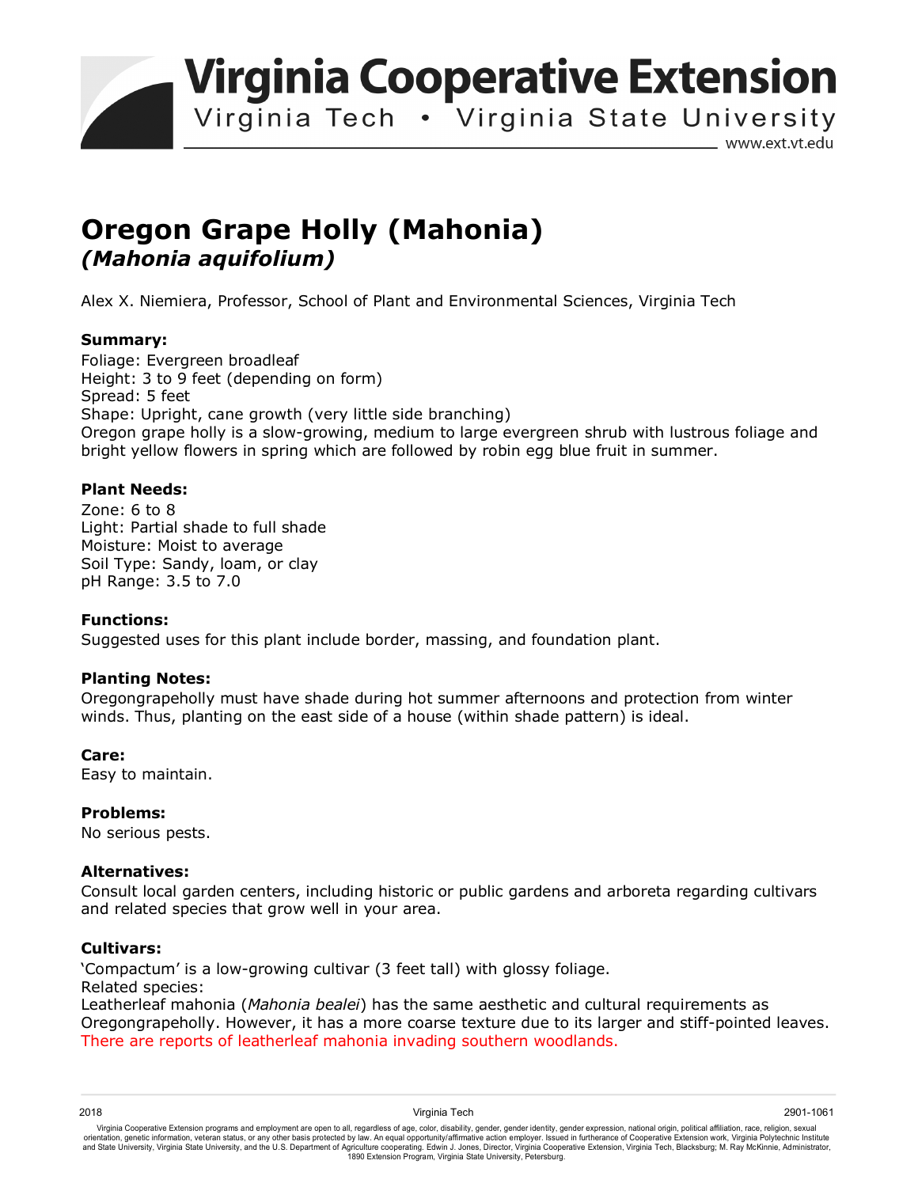# Virginia Cooperative Extension

Virginia Tech • Virginia State University

www.ext.vt.edu

## Oregon Grape Holly (Mahonia)

### *(Mahonia aquifolium)*

Alex X. Niemiera, Professor, School of Plant and Environmental Sciences, Virginia Tech

**Summary:**

Foliage: Evergreen broadleaf
Height: 3 to 9 feet (depending on form)
Spread: 5 feet
Shape: Upright, cane growth (very little side branching)
Oregon grape holly is a slow-growing, medium to large evergreen shrub with lustrous foliage and bright yellow flowers in spring which are followed by robin egg blue fruit in summer.

**Plant Needs:**

Zone: 6 to 8
Light: Partial shade to full shade
Moisture: Moist to average
Soil Type: Sandy, loam, or clay
pH Range: 3.5 to 7.0

**Functions:**

Suggested uses for this plant include border, massing, and foundation plant.

**Planting Notes:**

Oregongrapeholly must have shade during hot summer afternoons and protection from winter winds. Thus, planting on the east side of a house (within shade pattern) is ideal.

**Care:**

Easy to maintain.

**Problems:**

No serious pests.

**Alternatives:**

Consult local garden centers, including historic or public gardens and arboreta regarding cultivars and related species that grow well in your area.

**Cultivars:**

'Compactum' is a low-growing cultivar (3 feet tall) with glossy foliage.
Related species:
Leatherleaf mahonia (*Mahonia bealei*) has the same aesthetic and cultural requirements as Oregongrapeholly. However, it has a more coarse texture due to its larger and stiff-pointed leaves.
There are reports of leatherleaf mahonia invading southern woodlands.

2018 Virginia Tech 2901-1061

Virginia Cooperative Extension programs and employment are open to all, regardless of age, color, disability, gender, gender identity, gender expression, national origin, political affiliation, race, religion, sexual orientation, genetic information, veteran status, or any other basis protected by law. An equal opportunity/affirmative action employer. Issued in furtherance of Cooperative Extension work, Virginia Polytechnic Institute and State University, Virginia State University, and the U.S. Department of Agriculture cooperating. Edwin J. Jones, Director, Virginia Cooperative Extension, Virginia Tech, Blacksburg; M. Ray McKinnie, Administrator, 1890 Extension Program, Virginia State University, Petersburg.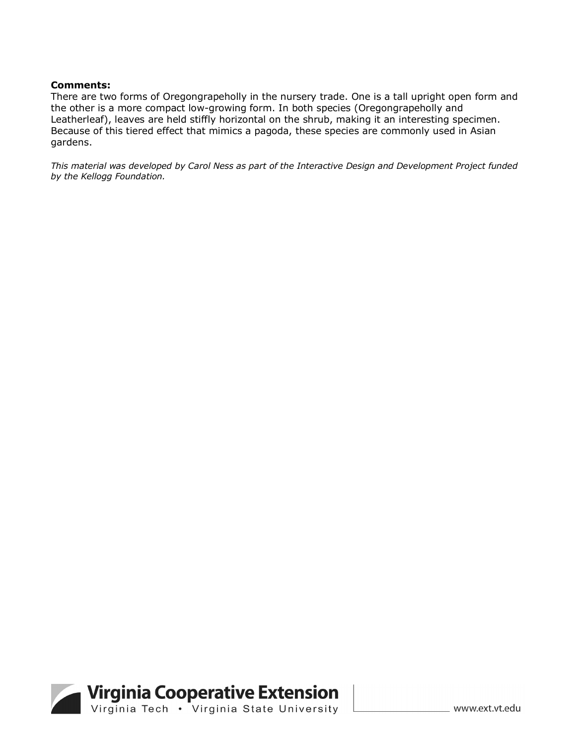**Comments:**
There are two forms of Oregongrapeholly in the nursery trade. One is a tall upright open form and the other is a more compact low-growing form. In both species (Oregongrapeholly and Leatherleaf), leaves are held stiffly horizontal on the shrub, making it an interesting specimen. Because of this tiered effect that mimics a pagoda, these species are commonly used in Asian gardens.

*This material was developed by Carol Ness as part of the Interactive Design and Development Project funded by the Kellogg Foundation.*